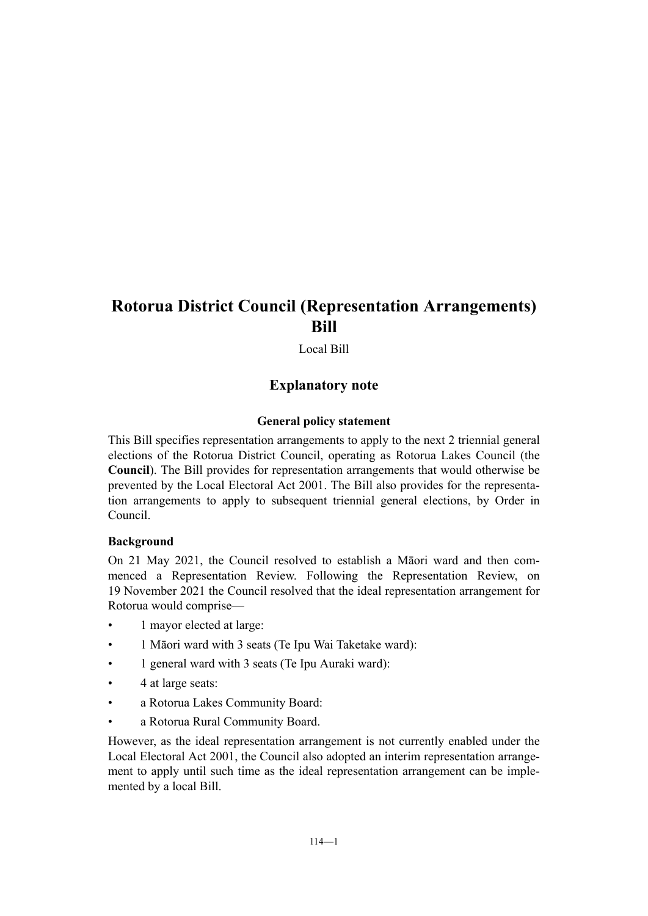# Rotorua District Council (Representation Arrangements) Bill

Local Bill

## Explanatory note

### General policy statement

This Bill specifies representation arrangements to apply to the next 2 triennial general elections of the Rotorua District Council, operating as Rotorua Lakes Council (the **Council**). The Bill provides for representation arrangements that would otherwise be prevented by the Local Electoral Act 2001. The Bill also provides for the representation arrangements to apply to subsequent triennial general elections, by Order in Council.

### Background

On 21 May 2021, the Council resolved to establish a Māori ward and then commenced a Representation Review. Following the Representation Review, on 19 November 2021 the Council resolved that the ideal representation arrangement for Rotorua would comprise—

- 1 mayor elected at large:
- 1 Māori ward with 3 seats (Te Ipu Wai Taketake ward):
- 1 general ward with 3 seats (Te Ipu Auraki ward):
- 4 at large seats:
- a Rotorua Lakes Community Board:
- a Rotorua Rural Community Board.

However, as the ideal representation arrangement is not currently enabled under the Local Electoral Act 2001, the Council also adopted an interim representation arrangement to apply until such time as the ideal representation arrangement can be implemented by a local Bill.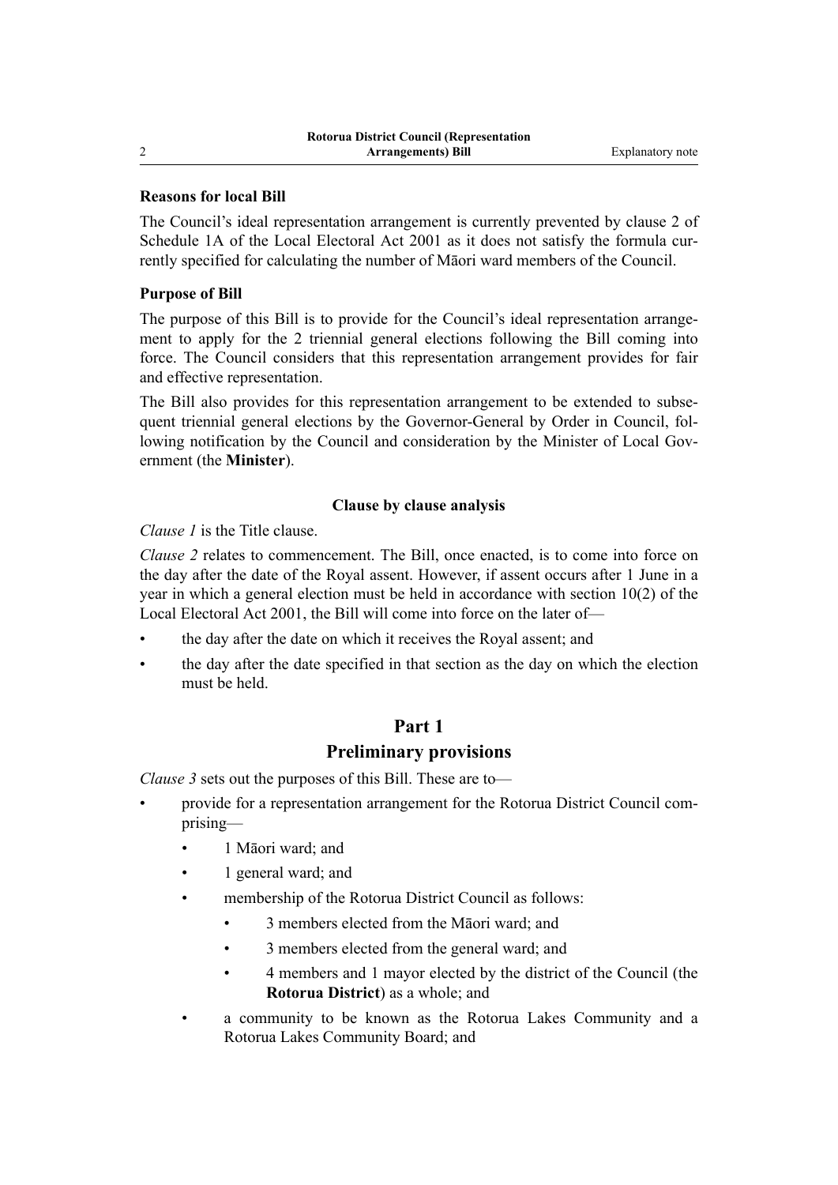**Reasons for local Bill**

The Council's ideal representation arrangement is currently prevented by clause 2 of Schedule 1A of the Local Electoral Act 2001 as it does not satisfy the formula currently specified for calculating the number of Māori ward members of the Council.

**Purpose of Bill**

The purpose of this Bill is to provide for the Council's ideal representation arrangement to apply for the 2 triennial general elections following the Bill coming into force. The Council considers that this representation arrangement provides for fair and effective representation.

The Bill also provides for this representation arrangement to be extended to subsequent triennial general elections by the Governor-General by Order in Council, following notification by the Council and consideration by the Minister of Local Government (the **Minister**).

**Clause by clause analysis**

*Clause 1* is the Title clause.

*Clause 2* relates to commencement. The Bill, once enacted, is to come into force on the day after the date of the Royal assent. However, if assent occurs after 1 June in a year in which a general election must be held in accordance with section 10(2) of the Local Electoral Act 2001, the Bill will come into force on the later of—

- the day after the date on which it receives the Royal assent; and
- the day after the date specified in that section as the day on which the election must be held.

## Part 1
## Preliminary provisions

*Clause 3* sets out the purposes of this Bill. These are to—

- provide for a representation arrangement for the Rotorua District Council comprising—
    - 1 Māori ward; and
    - 1 general ward; and
    - membership of the Rotorua District Council as follows:
        - 3 members elected from the Māori ward; and
        - 3 members elected from the general ward; and
        - 4 members and 1 mayor elected by the district of the Council (the **Rotorua District**) as a whole; and
- a community to be known as the Rotorua Lakes Community and a Rotorua Lakes Community Board; and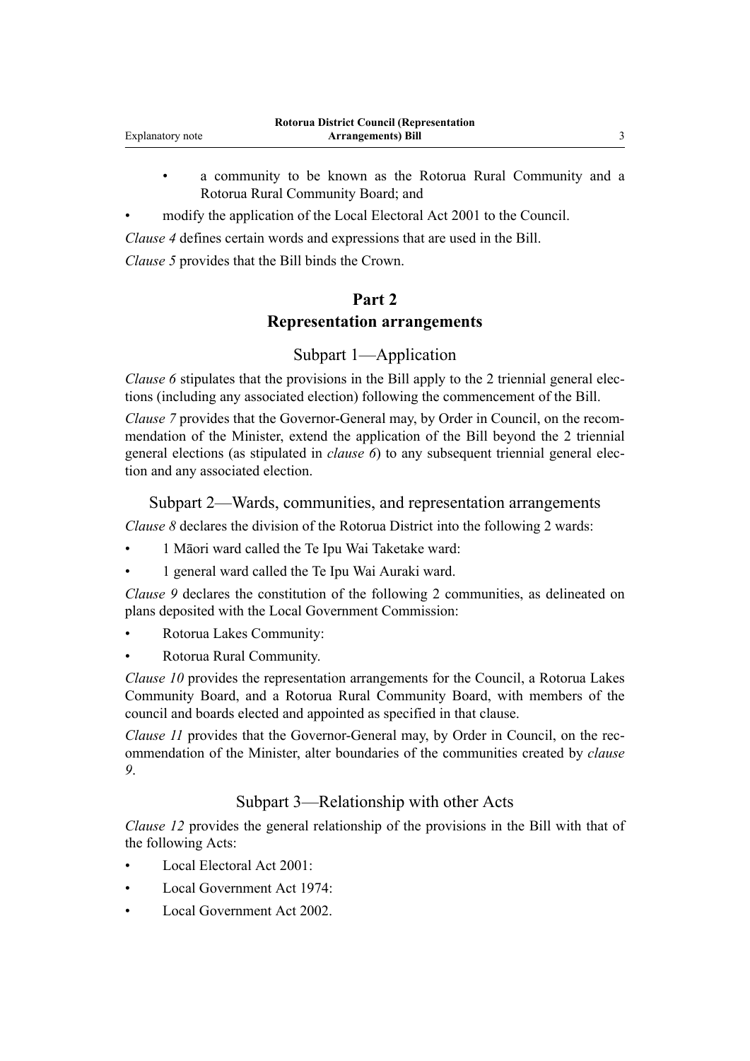- a community to be known as the Rotorua Rural Community and a Rotorua Rural Community Board; and
- modify the application of the Local Electoral Act 2001 to the Council.

*Clause 4* defines certain words and expressions that are used in the Bill.

*Clause 5* provides that the Bill binds the Crown.

## Part 2
## Representation arrangements

### Subpart 1—Application

*Clause 6* stipulates that the provisions in the Bill apply to the 2 triennial general elections (including any associated election) following the commencement of the Bill.

*Clause 7* provides that the Governor-General may, by Order in Council, on the recommendation of the Minister, extend the application of the Bill beyond the 2 triennial general elections (as stipulated in *clause 6*) to any subsequent triennial general election and any associated election.

### Subpart 2—Wards, communities, and representation arrangements

*Clause 8* declares the division of the Rotorua District into the following 2 wards:

- 1 Māori ward called the Te Ipu Wai Taketake ward:
- 1 general ward called the Te Ipu Wai Auraki ward.

*Clause 9* declares the constitution of the following 2 communities, as delineated on plans deposited with the Local Government Commission:

- Rotorua Lakes Community:
- Rotorua Rural Community.

*Clause 10* provides the representation arrangements for the Council, a Rotorua Lakes Community Board, and a Rotorua Rural Community Board, with members of the council and boards elected and appointed as specified in that clause.

*Clause 11* provides that the Governor-General may, by Order in Council, on the recommendation of the Minister, alter boundaries of the communities created by *clause 9*.

### Subpart 3—Relationship with other Acts

*Clause 12* provides the general relationship of the provisions in the Bill with that of the following Acts:

- Local Electoral Act 2001:
- Local Government Act 1974:
- Local Government Act 2002.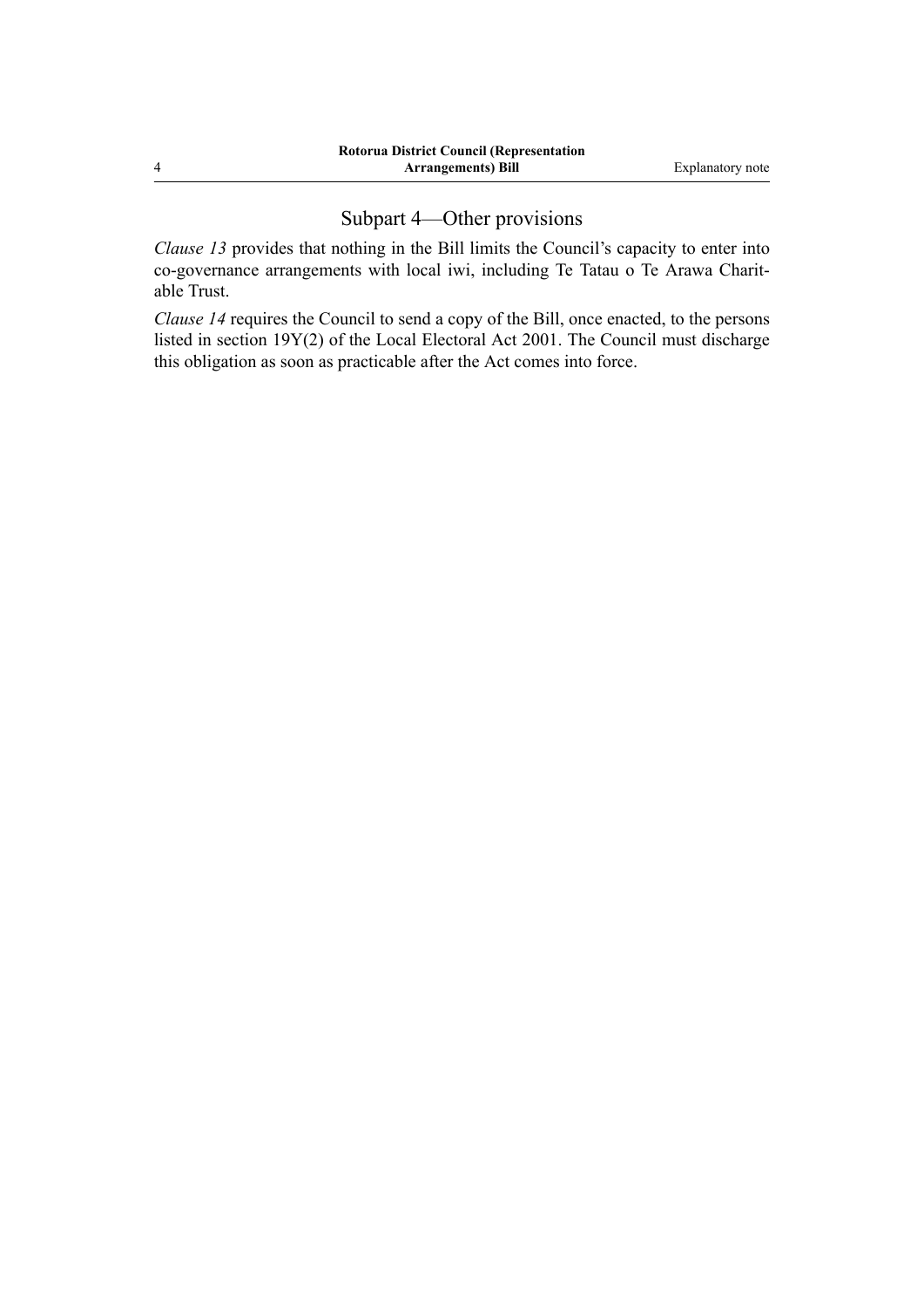## Subpart 4—Other provisions

*Clause 13* provides that nothing in the Bill limits the Council's capacity to enter into co-governance arrangements with local iwi, including Te Tatau o Te Arawa Charitable Trust.

*Clause 14* requires the Council to send a copy of the Bill, once enacted, to the persons listed in section 19Y(2) of the Local Electoral Act 2001. The Council must discharge this obligation as soon as practicable after the Act comes into force.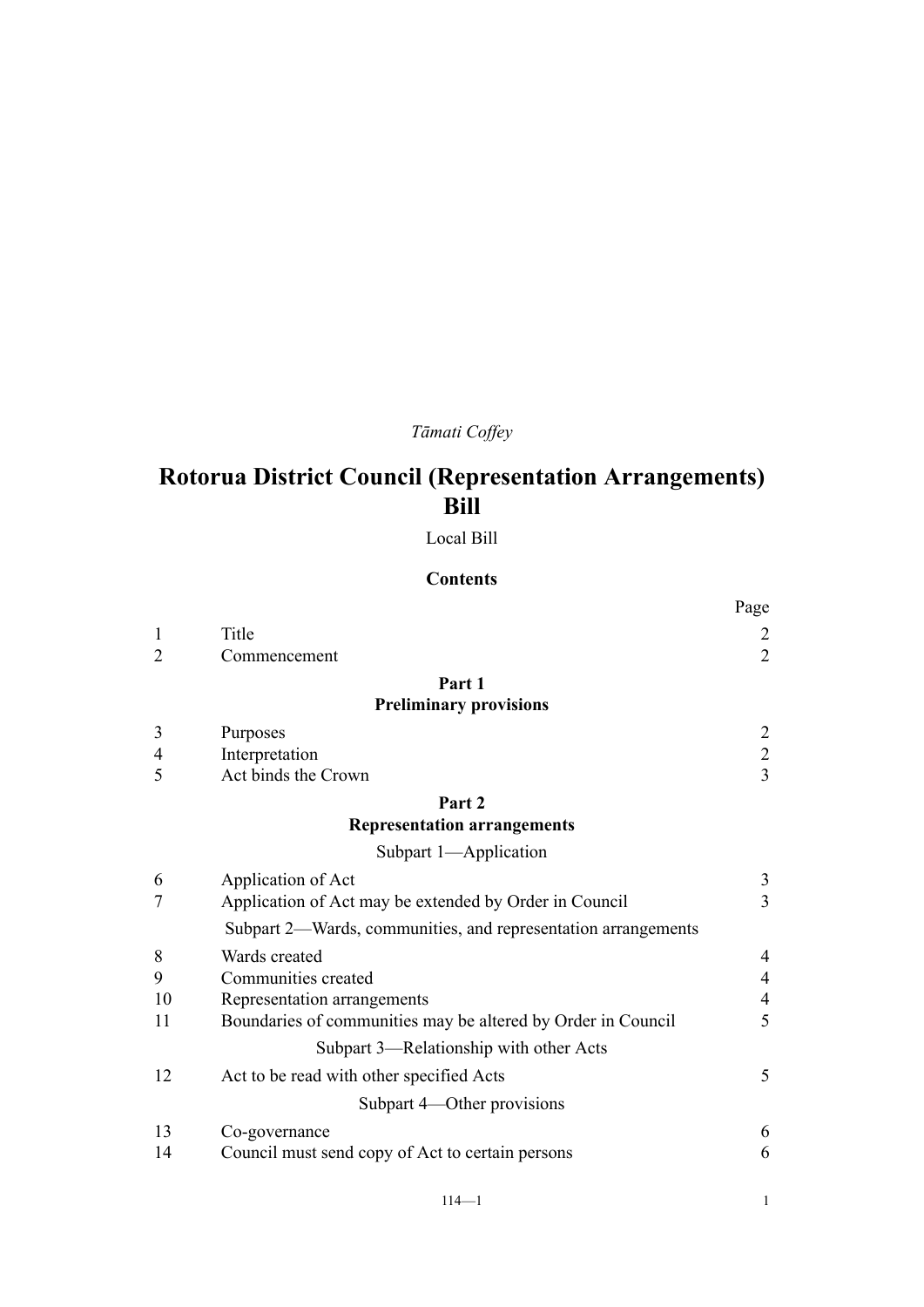*Tāmati Coffey*

# Rotorua District Council (Representation Arrangements) Bill

Local Bill

## Contents

| | | Page |
|---|---|---|
| 1 | Title | 2 |
| 2 | Commencement | 2 |
| | **Part 1** **Preliminary provisions** | |
| 3 | Purposes | 2 |
| 4 | Interpretation | 2 |
| 5 | Act binds the Crown | 3 |
| | **Part 2** **Representation arrangements** | |
| | Subpart 1—Application | |
| 6 | Application of Act | 3 |
| 7 | Application of Act may be extended by Order in Council | 3 |
| | Subpart 2—Wards, communities, and representation arrangements | |
| 8 | Wards created | 4 |
| 9 | Communities created | 4 |
| 10 | Representation arrangements | 4 |
| 11 | Boundaries of communities may be altered by Order in Council | 5 |
| | Subpart 3—Relationship with other Acts | |
| 12 | Act to be read with other specified Acts | 5 |
| | Subpart 4—Other provisions | |
| 13 | Co-governance | 6 |
| 14 | Council must send copy of Act to certain persons | 6 |

114—1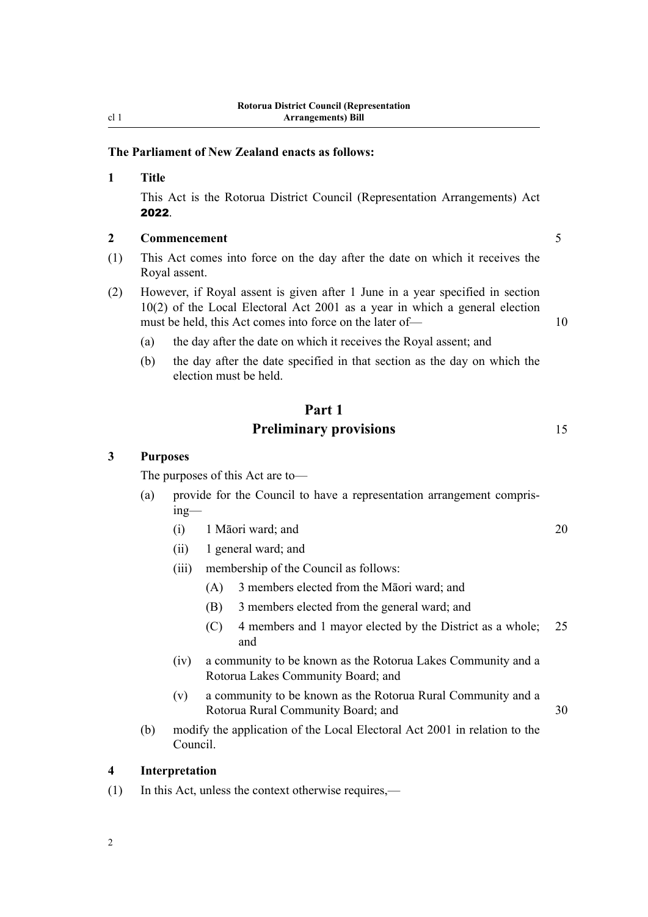**The Parliament of New Zealand enacts as follows:**

**1 Title**

This Act is the Rotorua District Council (Representation Arrangements) Act **2022**.

**2 Commencement**

(1) This Act comes into force on the day after the date on which it receives the Royal assent.

(2) However, if Royal assent is given after 1 June in a year specified in section 10(2) of the Local Electoral Act 2001 as a year in which a general election must be held, this Act comes into force on the later of—

- (a) the day after the date on which it receives the Royal assent; and
- (b) the day after the date specified in that section as the day on which the election must be held.

## Part 1
## Preliminary provisions

**3 Purposes**

The purposes of this Act are to—

- (a) provide for the Council to have a representation arrangement comprising—
  - (i) 1 Māori ward; and
  - (ii) 1 general ward; and
  - (iii) membership of the Council as follows:
    - (A) 3 members elected from the Māori ward; and
    - (B) 3 members elected from the general ward; and
    - (C) 4 members and 1 mayor elected by the District as a whole; and
  - (iv) a community to be known as the Rotorua Lakes Community and a Rotorua Lakes Community Board; and
  - (v) a community to be known as the Rotorua Rural Community and a Rotorua Rural Community Board; and
- (b) modify the application of the Local Electoral Act 2001 in relation to the Council.

**4 Interpretation**

(1) In this Act, unless the context otherwise requires,—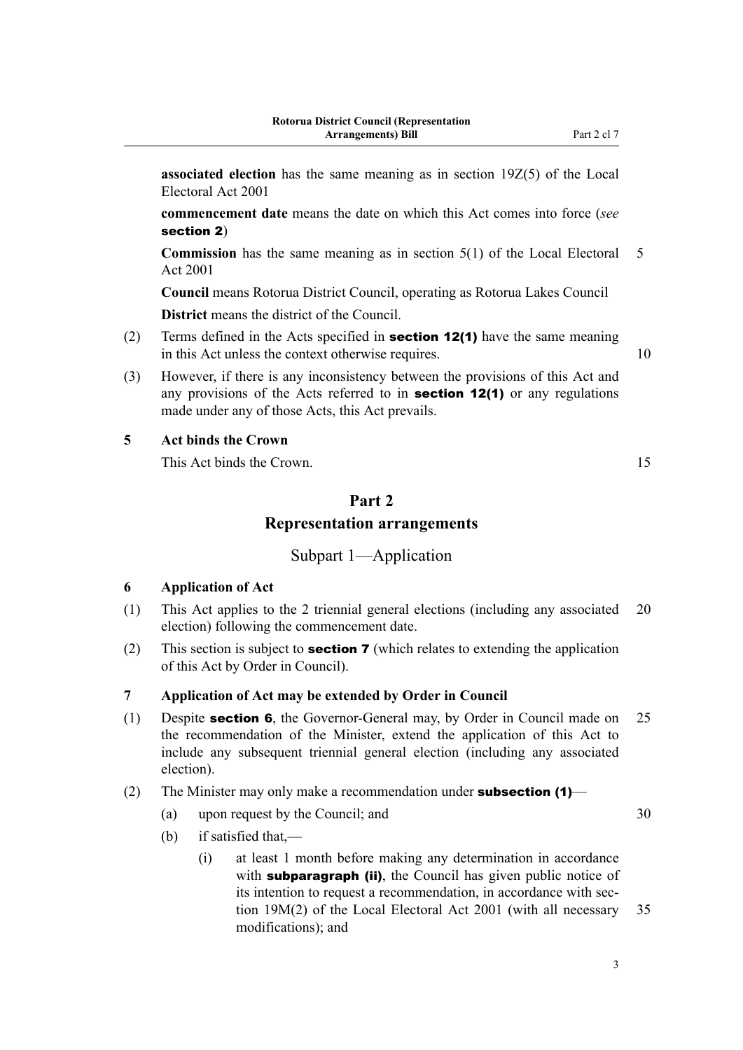**associated election** has the same meaning as in section 19Z(5) of the Local Electoral Act 2001

**commencement date** means the date on which this Act comes into force (*see* **section 2**)

**Commission** has the same meaning as in section 5(1) of the Local Electoral Act 2001

**Council** means Rotorua District Council, operating as Rotorua Lakes Council

**District** means the district of the Council.

(2) Terms defined in the Acts specified in **section 12(1)** have the same meaning in this Act unless the context otherwise requires.

(3) However, if there is any inconsistency between the provisions of this Act and any provisions of the Acts referred to in **section 12(1)** or any regulations made under any of those Acts, this Act prevails.

### 5 Act binds the Crown

This Act binds the Crown.

## Part 2
## Representation arrangements

### Subpart 1—Application

### 6 Application of Act

(1) This Act applies to the 2 triennial general elections (including any associated election) following the commencement date.

(2) This section is subject to **section 7** (which relates to extending the application of this Act by Order in Council).

### 7 Application of Act may be extended by Order in Council

(1) Despite **section 6**, the Governor-General may, by Order in Council made on the recommendation of the Minister, extend the application of this Act to include any subsequent triennial general election (including any associated election).

(2) The Minister may only make a recommendation under **subsection (1)**—

  (a) upon request by the Council; and

  (b) if satisfied that,—

    (i) at least 1 month before making any determination in accordance with **subparagraph (ii)**, the Council has given public notice of its intention to request a recommendation, in accordance with section 19M(2) of the Local Electoral Act 2001 (with all necessary modifications); and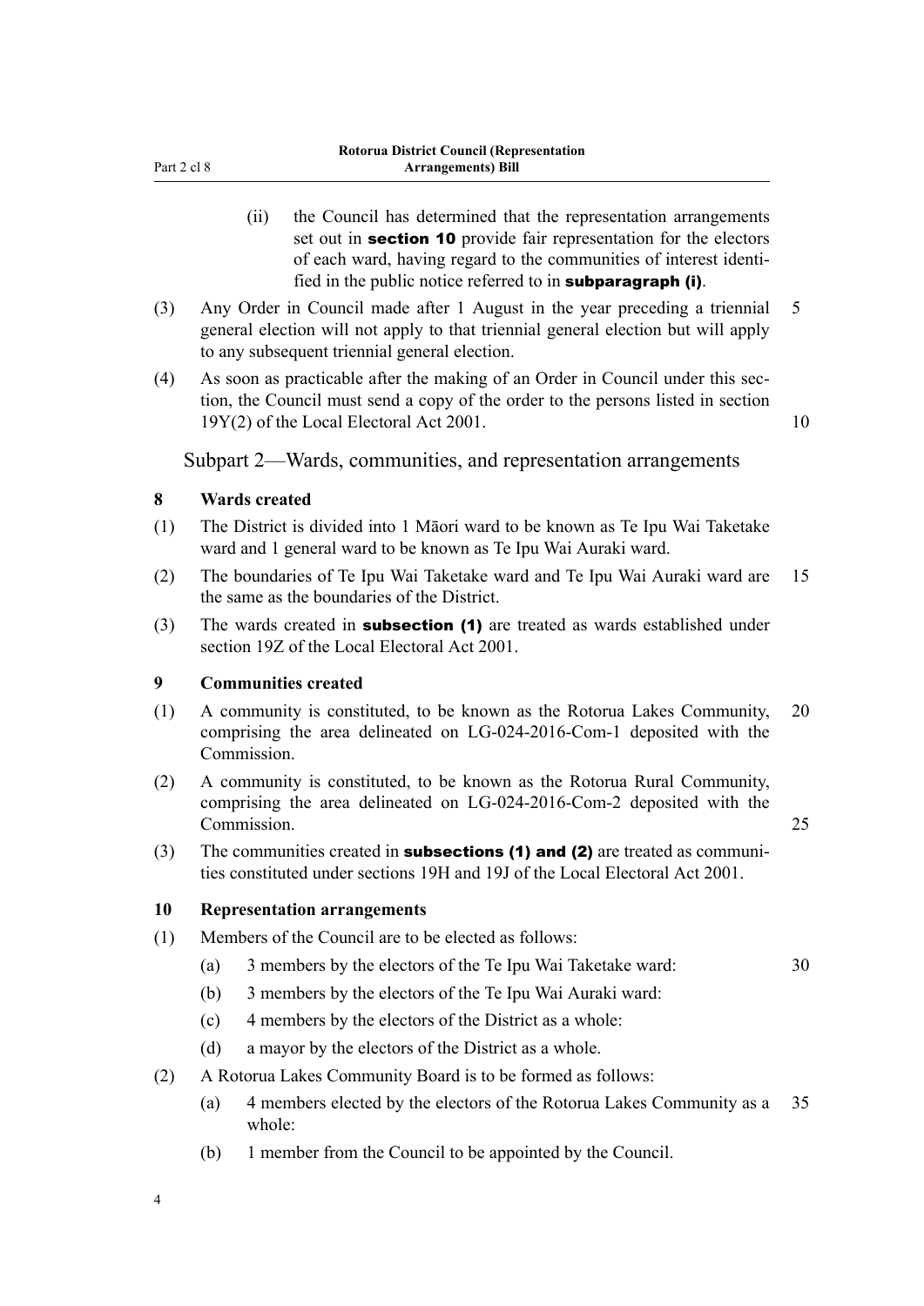(ii) the Council has determined that the representation arrangements set out in **section 10** provide fair representation for the electors of each ward, having regard to the communities of interest identified in the public notice referred to in **subparagraph (i)**.

(3) Any Order in Council made after 1 August in the year preceding a triennial general election will not apply to that triennial general election but will apply to any subsequent triennial general election.

(4) As soon as practicable after the making of an Order in Council under this section, the Council must send a copy of the order to the persons listed in section 19Y(2) of the Local Electoral Act 2001.

## Subpart 2—Wards, communities, and representation arrangements

### 8 Wards created

(1) The District is divided into 1 Māori ward to be known as Te Ipu Wai Taketake ward and 1 general ward to be known as Te Ipu Wai Auraki ward.

(2) The boundaries of Te Ipu Wai Taketake ward and Te Ipu Wai Auraki ward are the same as the boundaries of the District.

(3) The wards created in **subsection (1)** are treated as wards established under section 19Z of the Local Electoral Act 2001.

### 9 Communities created

(1) A community is constituted, to be known as the Rotorua Lakes Community, comprising the area delineated on LG-024-2016-Com-1 deposited with the Commission.

(2) A community is constituted, to be known as the Rotorua Rural Community, comprising the area delineated on LG-024-2016-Com-2 deposited with the Commission.

(3) The communities created in **subsections (1) and (2)** are treated as communities constituted under sections 19H and 19J of the Local Electoral Act 2001.

### 10 Representation arrangements

(1) Members of the Council are to be elected as follows:

(a) 3 members by the electors of the Te Ipu Wai Taketake ward:

(b) 3 members by the electors of the Te Ipu Wai Auraki ward:

(c) 4 members by the electors of the District as a whole:

(d) a mayor by the electors of the District as a whole.

(2) A Rotorua Lakes Community Board is to be formed as follows:

(a) 4 members elected by the electors of the Rotorua Lakes Community as a whole:

(b) 1 member from the Council to be appointed by the Council.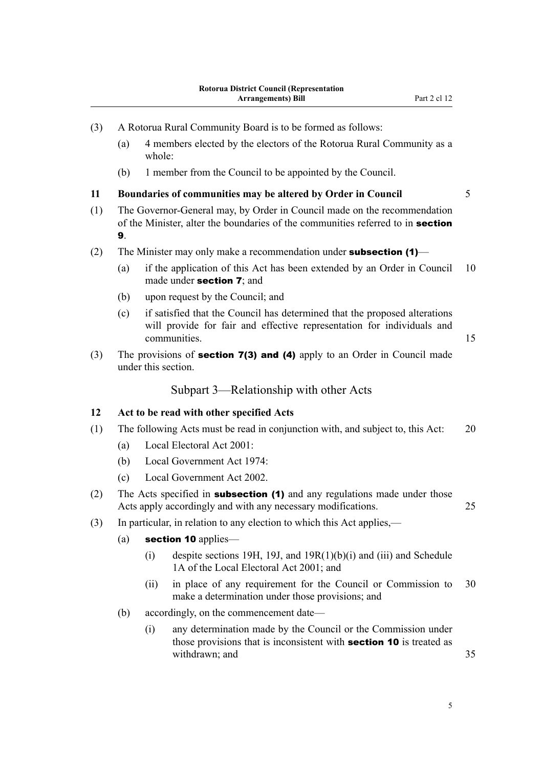(3) A Rotorua Rural Community Board is to be formed as follows:

(a) 4 members elected by the electors of the Rotorua Rural Community as a whole:

(b) 1 member from the Council to be appointed by the Council.

**11 Boundaries of communities may be altered by Order in Council**

(1) The Governor-General may, by Order in Council made on the recommendation of the Minister, alter the boundaries of the communities referred to in **section 9**.

(2) The Minister may only make a recommendation under **subsection (1)**—

(a) if the application of this Act has been extended by an Order in Council made under **section 7**; and

(b) upon request by the Council; and

(c) if satisfied that the Council has determined that the proposed alterations will provide for fair and effective representation for individuals and communities.

(3) The provisions of **section 7(3) and (4)** apply to an Order in Council made under this section.

## Subpart 3—Relationship with other Acts

**12 Act to be read with other specified Acts**

(1) The following Acts must be read in conjunction with, and subject to, this Act:

(a) Local Electoral Act 2001:

(b) Local Government Act 1974:

(c) Local Government Act 2002.

(2) The Acts specified in **subsection (1)** and any regulations made under those Acts apply accordingly and with any necessary modifications.

(3) In particular, in relation to any election to which this Act applies,—

(a) **section 10** applies—

(i) despite sections 19H, 19J, and 19R(1)(b)(i) and (iii) and Schedule 1A of the Local Electoral Act 2001; and

(ii) in place of any requirement for the Council or Commission to make a determination under those provisions; and

(b) accordingly, on the commencement date—

(i) any determination made by the Council or the Commission under those provisions that is inconsistent with **section 10** is treated as withdrawn; and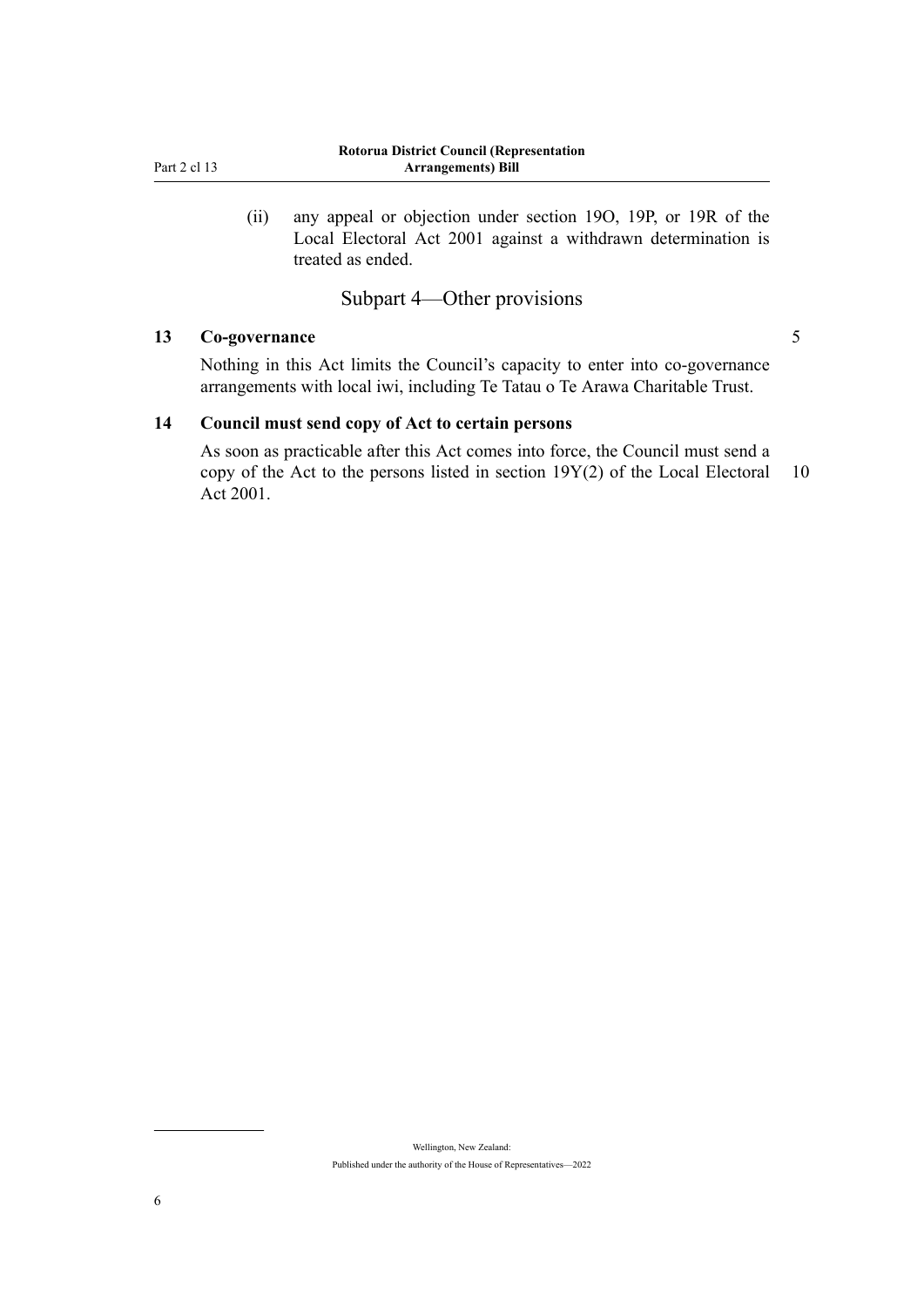(ii) any appeal or objection under section 19O, 19P, or 19R of the Local Electoral Act 2001 against a withdrawn determination is treated as ended.

## Subpart 4—Other provisions

### 13 Co-governance

Nothing in this Act limits the Council's capacity to enter into co-governance arrangements with local iwi, including Te Tatau o Te Arawa Charitable Trust.

### 14 Council must send copy of Act to certain persons

As soon as practicable after this Act comes into force, the Council must send a copy of the Act to the persons listed in section 19Y(2) of the Local Electoral Act 2001.

Wellington, New Zealand:

Published under the authority of the House of Representatives—2022